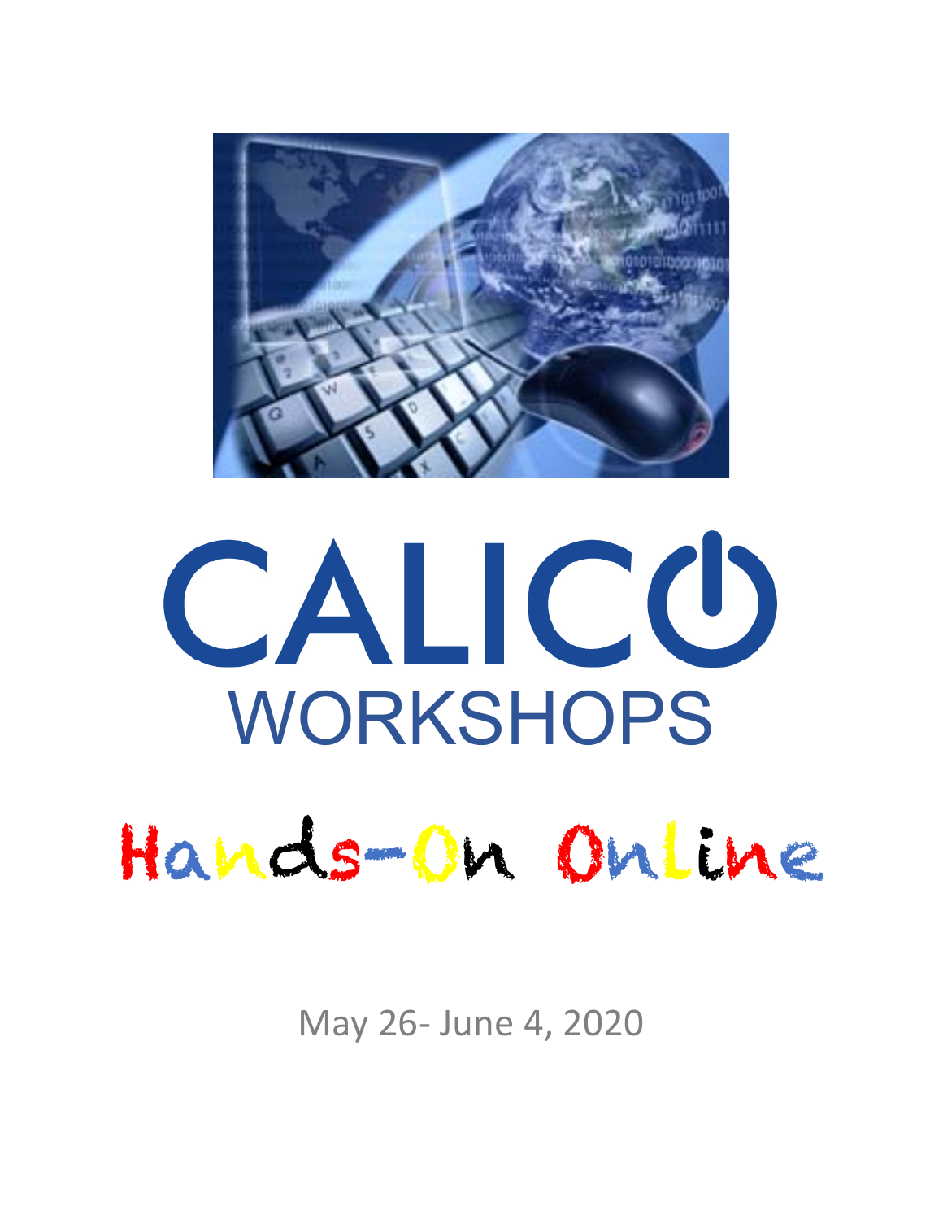# CALICO

## WORKSHOPS

# Hands-On Online

May 26- June 4, 2020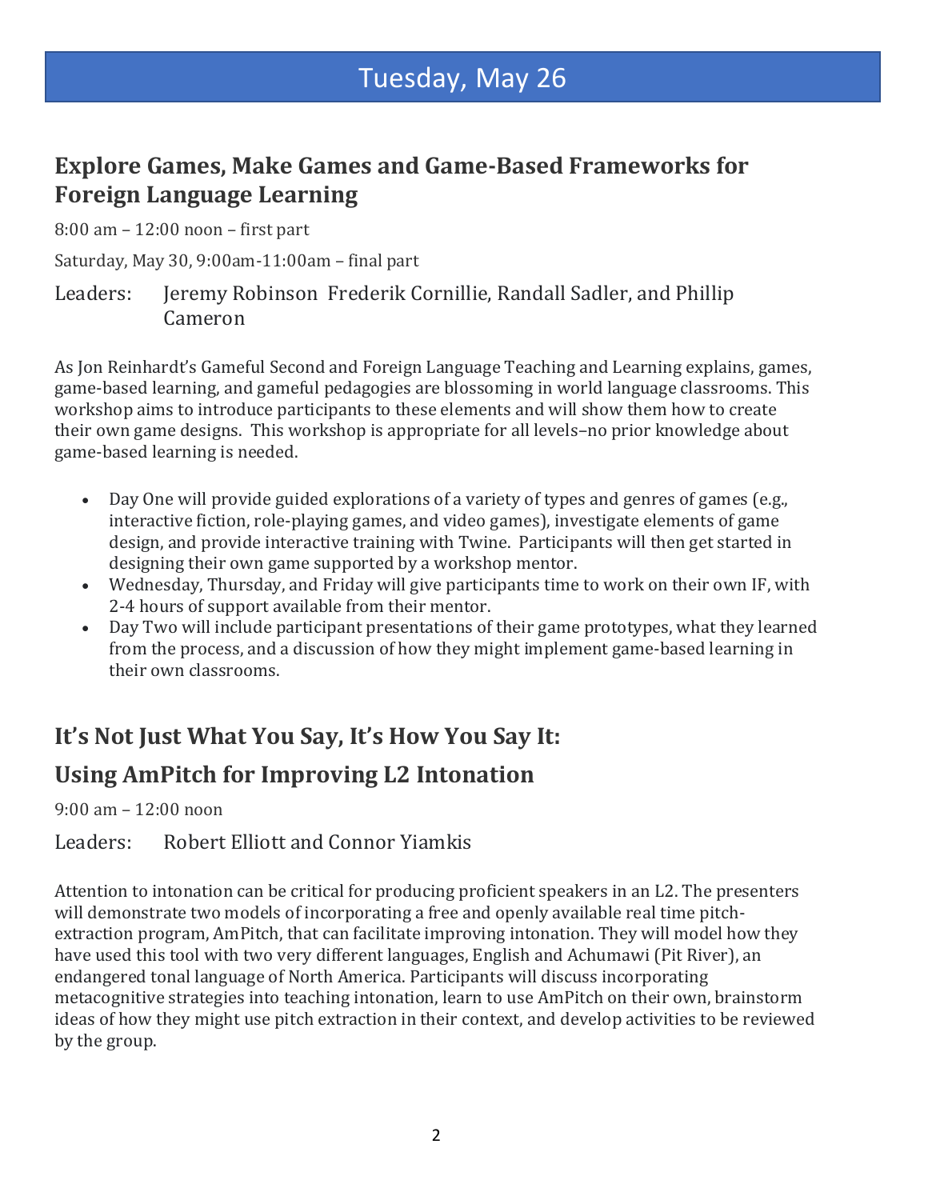# Tuesday, May 26

## Explore Games, Make Games and Game-Based Frameworks for Foreign Language Learning

8:00 am – 12:00 noon – first part

Saturday, May 30, 9:00am-11:00am – final part

Leaders: Jeremy Robinson Frederik Cornillie, Randall Sadler, and Phillip Cameron

As Jon Reinhardt's Gameful Second and Foreign Language Teaching and Learning explains, games, game-based learning, and gameful pedagogies are blossoming in world language classrooms. This workshop aims to introduce participants to these elements and will show them how to create their own game designs. This workshop is appropriate for all levels–no prior knowledge about game-based learning is needed.

- Day One will provide guided explorations of a variety of types and genres of games (e.g., interactive fiction, role-playing games, and video games), investigate elements of game design, and provide interactive training with Twine. Participants will then get started in designing their own game supported by a workshop mentor.
- Wednesday, Thursday, and Friday will give participants time to work on their own IF, with 2-4 hours of support available from their mentor.
- Day Two will include participant presentations of their game prototypes, what they learned from the process, and a discussion of how they might implement game-based learning in their own classrooms.

## It's Not Just What You Say, It's How You Say It:

## Using AmPitch for Improving L2 Intonation

9:00 am – 12:00 noon

Leaders: Robert Elliott and Connor Yiamkis

Attention to intonation can be critical for producing proficient speakers in an L2. The presenters will demonstrate two models of incorporating a free and openly available real time pitch-extraction program, AmPitch, that can facilitate improving intonation. They will model how they have used this tool with two very different languages, English and Achumawi (Pit River), an endangered tonal language of North America. Participants will discuss incorporating metacognitive strategies into teaching intonation, learn to use AmPitch on their own, brainstorm ideas of how they might use pitch extraction in their context, and develop activities to be reviewed by the group.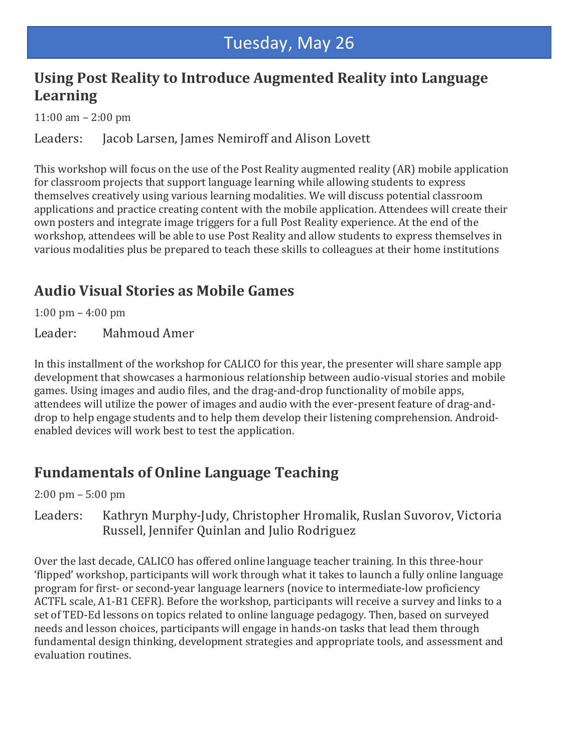# Tuesday, May 26

## Using Post Reality to Introduce Augmented Reality into Language Learning

11:00 am – 2:00 pm

Leaders: Jacob Larsen, James Nemiroff and Alison Lovett

This workshop will focus on the use of the Post Reality augmented reality (AR) mobile application for classroom projects that support language learning while allowing students to express themselves creatively using various learning modalities. We will discuss potential classroom applications and practice creating content with the mobile application. Attendees will create their own posters and integrate image triggers for a full Post Reality experience. At the end of the workshop, attendees will be able to use Post Reality and allow students to express themselves in various modalities plus be prepared to teach these skills to colleagues at their home institutions

## Audio Visual Stories as Mobile Games

1:00 pm – 4:00 pm

Leader: Mahmoud Amer

In this installment of the workshop for CALICO for this year, the presenter will share sample app development that showcases a harmonious relationship between audio-visual stories and mobile games. Using images and audio files, and the drag-and-drop functionality of mobile apps, attendees will utilize the power of images and audio with the ever-present feature of drag-and-drop to help engage students and to help them develop their listening comprehension. Android-enabled devices will work best to test the application.

## Fundamentals of Online Language Teaching

2:00 pm – 5:00 pm

Leaders: Kathryn Murphy-Judy, Christopher Hromalik, Ruslan Suvorov, Victoria Russell, Jennifer Quinlan and Julio Rodriguez

Over the last decade, CALICO has offered online language teacher training. In this three-hour 'flipped' workshop, participants will work through what it takes to launch a fully online language program for first- or second-year language learners (novice to intermediate-low proficiency ACTFL scale, A1-B1 CEFR). Before the workshop, participants will receive a survey and links to a set of TED-Ed lessons on topics related to online language pedagogy. Then, based on surveyed needs and lesson choices, participants will engage in hands-on tasks that lead them through fundamental design thinking, development strategies and appropriate tools, and assessment and evaluation routines.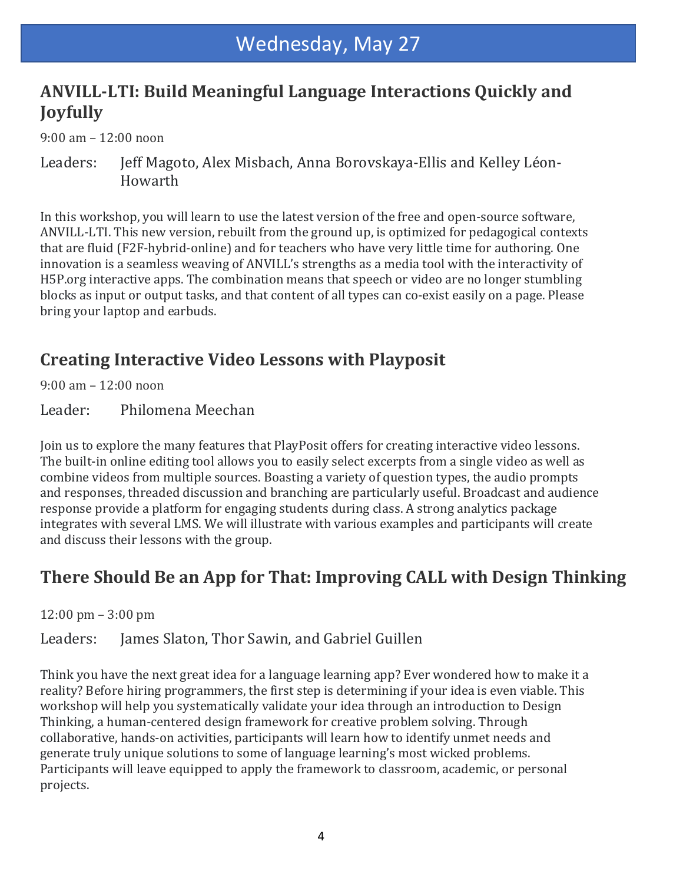# Wednesday, May 27

## ANVILL-LTI: Build Meaningful Language Interactions Quickly and Joyfully

9:00 am – 12:00 noon

Leaders: Jeff Magoto, Alex Misbach, Anna Borovskaya-Ellis and Kelley Léon-Howarth

In this workshop, you will learn to use the latest version of the free and open-source software, ANVILL-LTI. This new version, rebuilt from the ground up, is optimized for pedagogical contexts that are fluid (F2F-hybrid-online) and for teachers who have very little time for authoring. One innovation is a seamless weaving of ANVILL's strengths as a media tool with the interactivity of H5P.org interactive apps. The combination means that speech or video are no longer stumbling blocks as input or output tasks, and that content of all types can co-exist easily on a page. Please bring your laptop and earbuds.

## Creating Interactive Video Lessons with Playposit

9:00 am – 12:00 noon

Leader: Philomena Meechan

Join us to explore the many features that PlayPosit offers for creating interactive video lessons. The built-in online editing tool allows you to easily select excerpts from a single video as well as combine videos from multiple sources. Boasting a variety of question types, the audio prompts and responses, threaded discussion and branching are particularly useful. Broadcast and audience response provide a platform for engaging students during class. A strong analytics package integrates with several LMS. We will illustrate with various examples and participants will create and discuss their lessons with the group.

## There Should Be an App for That: Improving CALL with Design Thinking

12:00 pm – 3:00 pm

Leaders: James Slaton, Thor Sawin, and Gabriel Guillen

Think you have the next great idea for a language learning app? Ever wondered how to make it a reality? Before hiring programmers, the first step is determining if your idea is even viable. This workshop will help you systematically validate your idea through an introduction to Design Thinking, a human-centered design framework for creative problem solving. Through collaborative, hands-on activities, participants will learn how to identify unmet needs and generate truly unique solutions to some of language learning's most wicked problems. Participants will leave equipped to apply the framework to classroom, academic, or personal projects.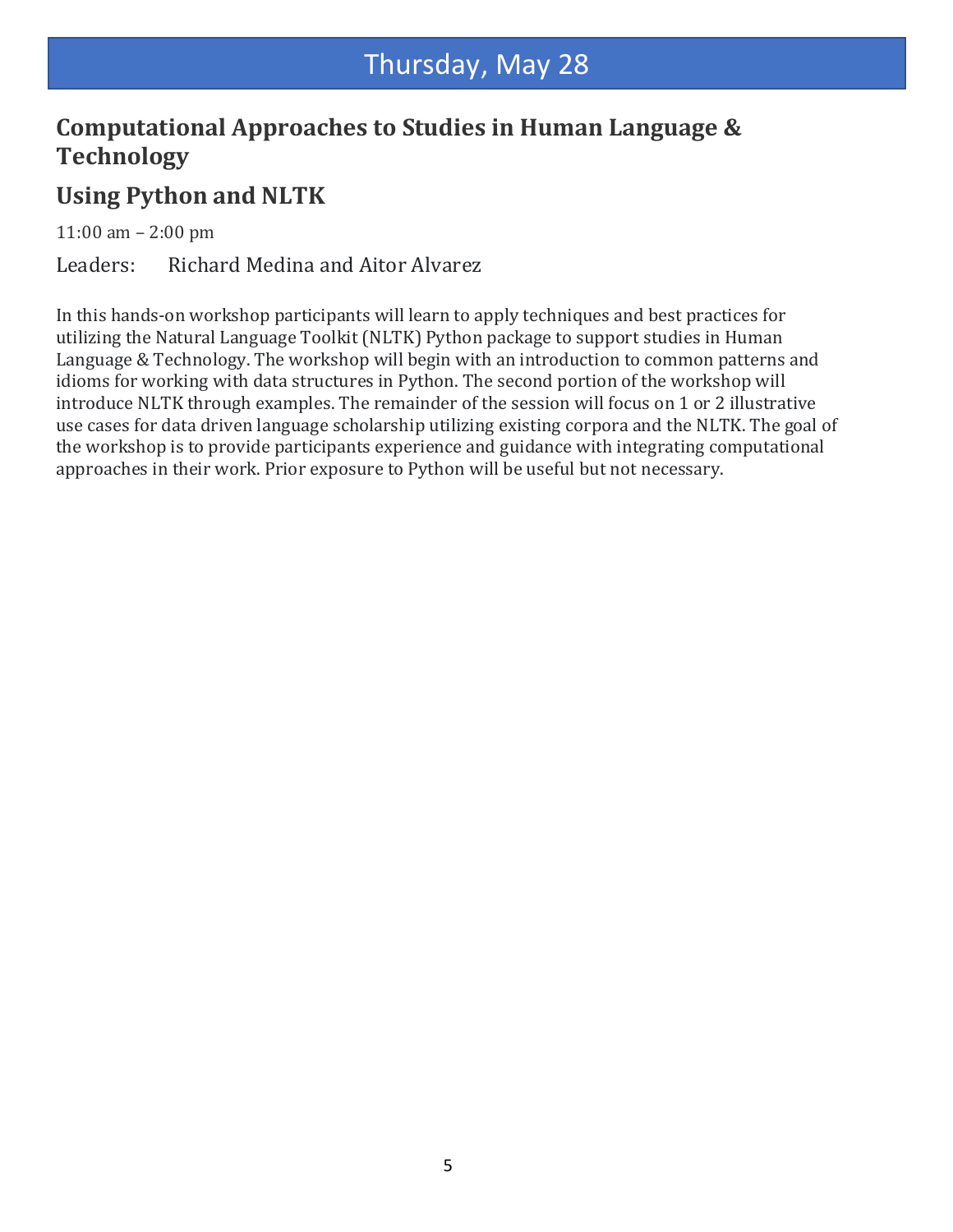# Thursday, May 28

## Computational Approaches to Studies in Human Language & Technology

## Using Python and NLTK

11:00 am – 2:00 pm

Leaders: Richard Medina and Aitor Alvarez

In this hands-on workshop participants will learn to apply techniques and best practices for utilizing the Natural Language Toolkit (NLTK) Python package to support studies in Human Language & Technology. The workshop will begin with an introduction to common patterns and idioms for working with data structures in Python. The second portion of the workshop will introduce NLTK through examples. The remainder of the session will focus on 1 or 2 illustrative use cases for data driven language scholarship utilizing existing corpora and the NLTK. The goal of the workshop is to provide participants experience and guidance with integrating computational approaches in their work. Prior exposure to Python will be useful but not necessary.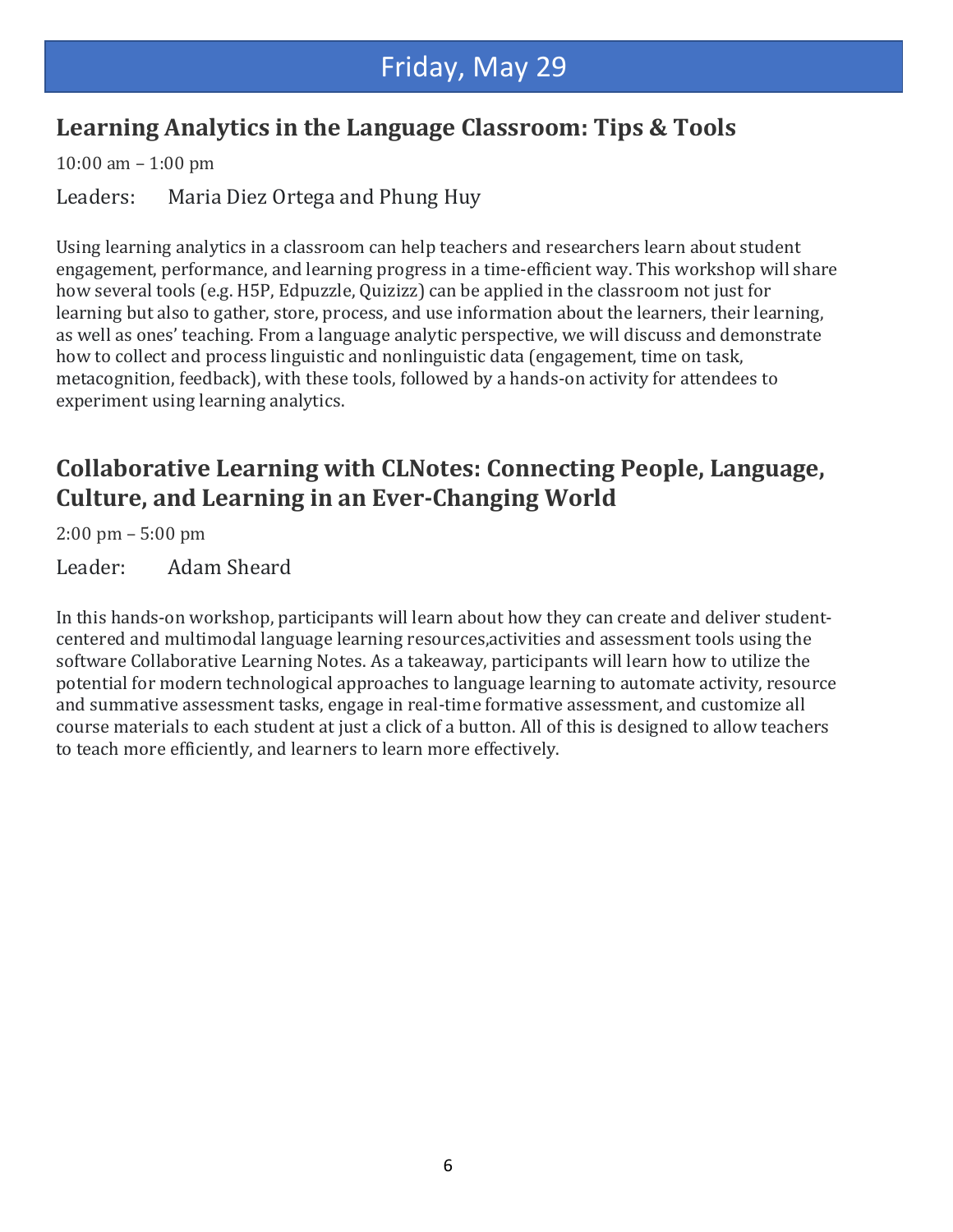# Friday, May 29

## Learning Analytics in the Language Classroom: Tips & Tools

10:00 am – 1:00 pm

Leaders: Maria Diez Ortega and Phung Huy

Using learning analytics in a classroom can help teachers and researchers learn about student engagement, performance, and learning progress in a time-efficient way. This workshop will share how several tools (e.g. H5P, Edpuzzle, Quizizz) can be applied in the classroom not just for learning but also to gather, store, process, and use information about the learners, their learning, as well as ones' teaching. From a language analytic perspective, we will discuss and demonstrate how to collect and process linguistic and nonlinguistic data (engagement, time on task, metacognition, feedback), with these tools, followed by a hands-on activity for attendees to experiment using learning analytics.

## Collaborative Learning with CLNotes: Connecting People, Language, Culture, and Learning in an Ever-Changing World

2:00 pm – 5:00 pm

Leader: Adam Sheard

In this hands-on workshop, participants will learn about how they can create and deliver student-centered and multimodal language learning resources,activities and assessment tools using the software Collaborative Learning Notes. As a takeaway, participants will learn how to utilize the potential for modern technological approaches to language learning to automate activity, resource and summative assessment tasks, engage in real-time formative assessment, and customize all course materials to each student at just a click of a button. All of this is designed to allow teachers to teach more efficiently, and learners to learn more effectively.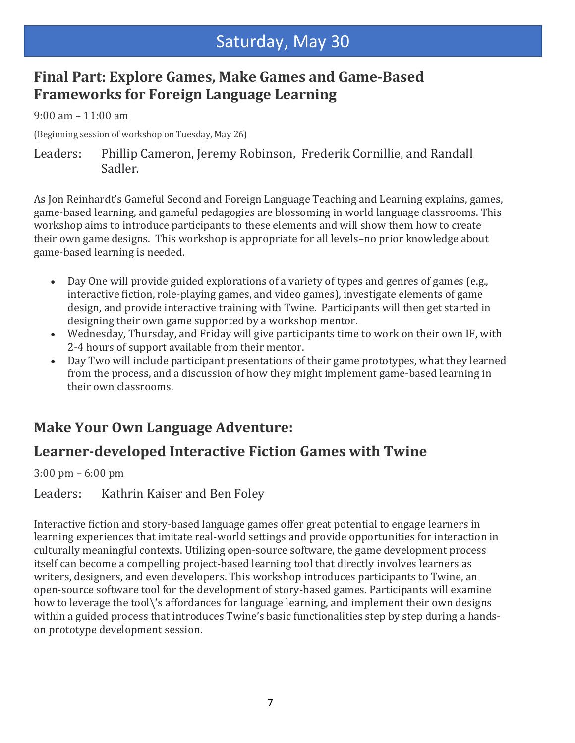# Saturday, May 30

## Final Part: Explore Games, Make Games and Game-Based Frameworks for Foreign Language Learning

9:00 am – 11:00 am

(Beginning session of workshop on Tuesday, May 26)

Leaders: Phillip Cameron, Jeremy Robinson, Frederik Cornillie, and Randall Sadler.

As Jon Reinhardt's Gameful Second and Foreign Language Teaching and Learning explains, games, game-based learning, and gameful pedagogies are blossoming in world language classrooms. This workshop aims to introduce participants to these elements and will show them how to create their own game designs. This workshop is appropriate for all levels–no prior knowledge about game-based learning is needed.

- Day One will provide guided explorations of a variety of types and genres of games (e.g., interactive fiction, role-playing games, and video games), investigate elements of game design, and provide interactive training with Twine. Participants will then get started in designing their own game supported by a workshop mentor.
- Wednesday, Thursday, and Friday will give participants time to work on their own IF, with 2-4 hours of support available from their mentor.
- Day Two will include participant presentations of their game prototypes, what they learned from the process, and a discussion of how they might implement game-based learning in their own classrooms.

## Make Your Own Language Adventure:

## Learner-developed Interactive Fiction Games with Twine

3:00 pm – 6:00 pm

Leaders: Kathrin Kaiser and Ben Foley

Interactive fiction and story-based language games offer great potential to engage learners in learning experiences that imitate real-world settings and provide opportunities for interaction in culturally meaningful contexts. Utilizing open-source software, the game development process itself can become a compelling project-based learning tool that directly involves learners as writers, designers, and even developers. This workshop introduces participants to Twine, an open-source software tool for the development of story-based games. Participants will examine how to leverage the tool\'s affordances for language learning, and implement their own designs within a guided process that introduces Twine's basic functionalities step by step during a hands-on prototype development session.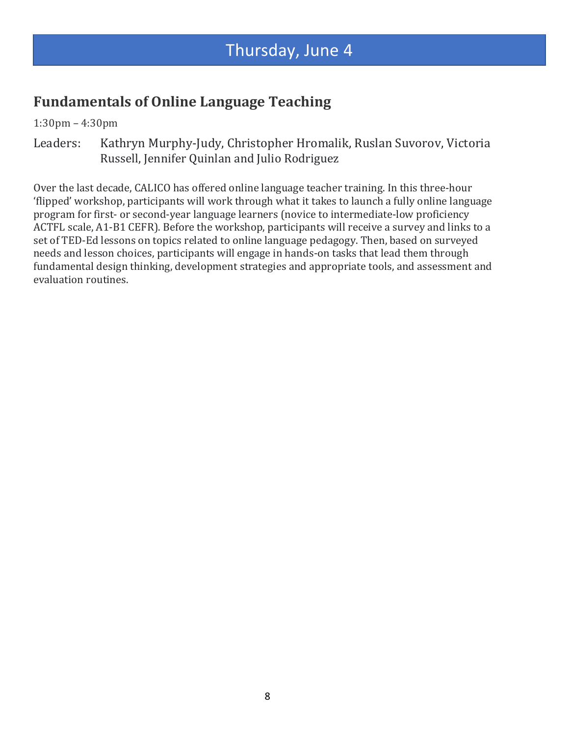# Thursday, June 4

## Fundamentals of Online Language Teaching

1:30pm – 4:30pm

Leaders: Kathryn Murphy-Judy, Christopher Hromalik, Ruslan Suvorov, Victoria Russell, Jennifer Quinlan and Julio Rodriguez

Over the last decade, CALICO has offered online language teacher training. In this three-hour 'flipped' workshop, participants will work through what it takes to launch a fully online language program for first- or second-year language learners (novice to intermediate-low proficiency ACTFL scale, A1-B1 CEFR). Before the workshop, participants will receive a survey and links to a set of TED-Ed lessons on topics related to online language pedagogy. Then, based on surveyed needs and lesson choices, participants will engage in hands-on tasks that lead them through fundamental design thinking, development strategies and appropriate tools, and assessment and evaluation routines.